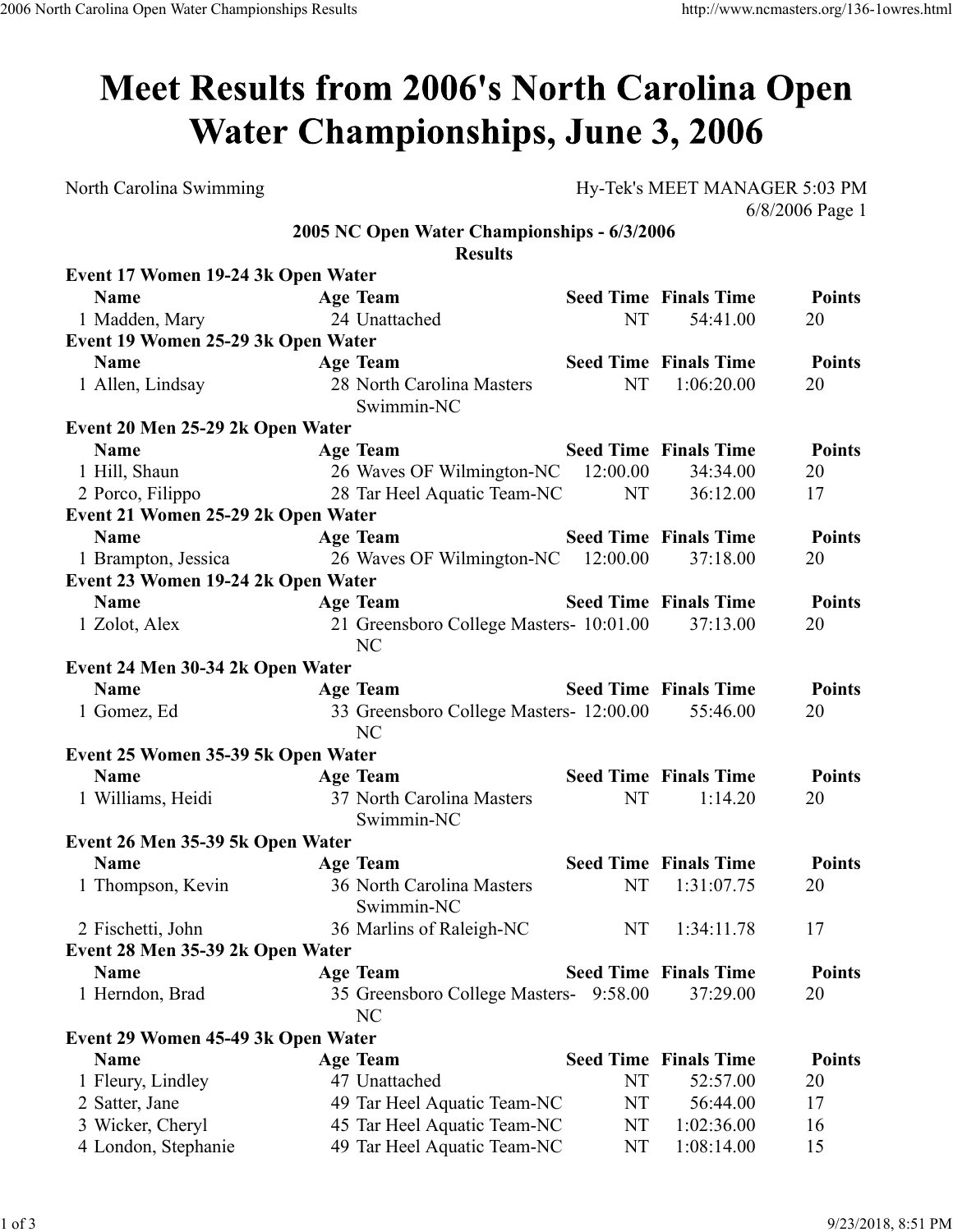# Meet Results from 2006's North Carolina Open Water Championships, June 3, 2006

North Carolina Swimming

Hy-Tek's MEET MANAGER 5:03 PM 6/8/2006 Page 1

**2005 NC Open Water Championships - 6/3/2006**

**Results**

**Event 17 Women 19-24 3k Open Water**

| | Name | Age | Team | Seed Time | Finals Time | Points |
|---|---|---|---|---|---|---|
| 1 | Madden, Mary | 24 | Unattached | NT | 54:41.00 | 20 |

**Event 19 Women 25-29 3k Open Water**

| | Name | Age | Team | Seed Time | Finals Time | Points |
|---|---|---|---|---|---|---|
| 1 | Allen, Lindsay | 28 | North Carolina Masters Swimmin-NC | NT | 1:06:20.00 | 20 |

**Event 20 Men 25-29 2k Open Water**

| | Name | Age | Team | Seed Time | Finals Time | Points |
|---|---|---|---|---|---|---|
| 1 | Hill, Shaun | 26 | Waves OF Wilmington-NC | 12:00.00 | 34:34.00 | 20 |
| 2 | Porco, Filippo | 28 | Tar Heel Aquatic Team-NC | NT | 36:12.00 | 17 |

**Event 21 Women 25-29 2k Open Water**

| | Name | Age | Team | Seed Time | Finals Time | Points |
|---|---|---|---|---|---|---|
| 1 | Brampton, Jessica | 26 | Waves OF Wilmington-NC | 12:00.00 | 37:18.00 | 20 |

**Event 23 Women 19-24 2k Open Water**

| | Name | Age | Team | Seed Time | Finals Time | Points |
|---|---|---|---|---|---|---|
| 1 | Zolot, Alex | 21 | Greensboro College Masters-NC | 10:01.00 | 37:13.00 | 20 |

**Event 24 Men 30-34 2k Open Water**

| | Name | Age | Team | Seed Time | Finals Time | Points |
|---|---|---|---|---|---|---|
| 1 | Gomez, Ed | 33 | Greensboro College Masters-NC | 12:00.00 | 55:46.00 | 20 |

**Event 25 Women 35-39 5k Open Water**

| | Name | Age | Team | Seed Time | Finals Time | Points |
|---|---|---|---|---|---|---|
| 1 | Williams, Heidi | 37 | North Carolina Masters Swimmin-NC | NT | 1:14.20 | 20 |

**Event 26 Men 35-39 5k Open Water**

| | Name | Age | Team | Seed Time | Finals Time | Points |
|---|---|---|---|---|---|---|
| 1 | Thompson, Kevin | 36 | North Carolina Masters Swimmin-NC | NT | 1:31:07.75 | 20 |
| 2 | Fischetti, John | 36 | Marlins of Raleigh-NC | NT | 1:34:11.78 | 17 |

**Event 28 Men 35-39 2k Open Water**

| | Name | Age | Team | Seed Time | Finals Time | Points |
|---|---|---|---|---|---|---|
| 1 | Herndon, Brad | 35 | Greensboro College Masters-NC | 9:58.00 | 37:29.00 | 20 |

**Event 29 Women 45-49 3k Open Water**

| | Name | Age | Team | Seed Time | Finals Time | Points |
|---|---|---|---|---|---|---|
| 1 | Fleury, Lindley | 47 | Unattached | NT | 52:57.00 | 20 |
| 2 | Satter, Jane | 49 | Tar Heel Aquatic Team-NC | NT | 56:44.00 | 17 |
| 3 | Wicker, Cheryl | 45 | Tar Heel Aquatic Team-NC | NT | 1:02:36.00 | 16 |
| 4 | London, Stephanie | 49 | Tar Heel Aquatic Team-NC | NT | 1:08:14.00 | 15 |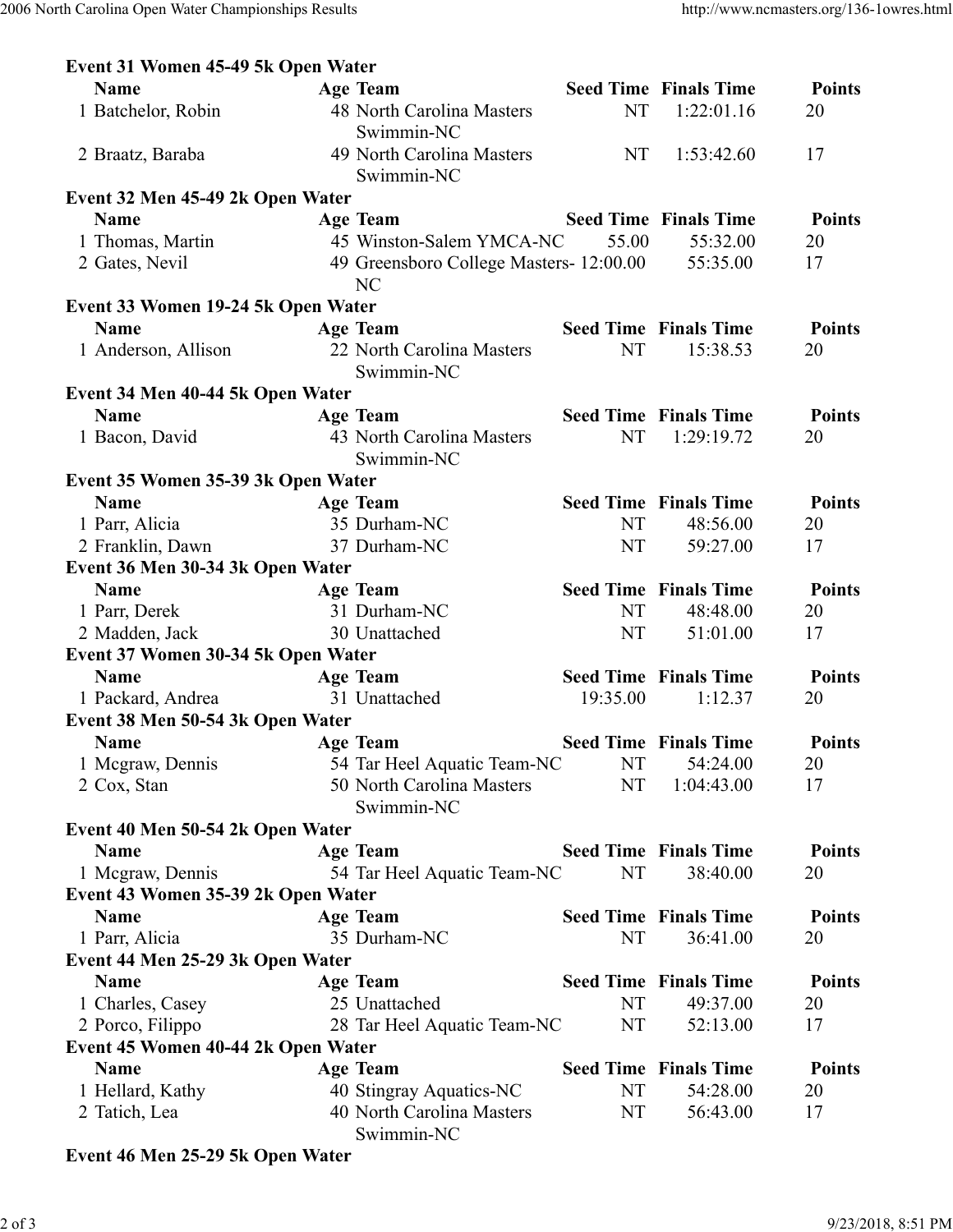### Event 31 Women 45-49 5k Open Water

| Name | Age | Team | Seed Time | Finals Time | Points |
|---|---|---|---|---|---|
| 1 Batchelor, Robin | 48 | North Carolina Masters Swimmin-NC | NT | 1:22:01.16 | 20 |
| 2 Braatz, Baraba | 49 | North Carolina Masters Swimmin-NC | NT | 1:53:42.60 | 17 |

### Event 32 Men 45-49 2k Open Water

| Name | Age | Team | Seed Time | Finals Time | Points |
|---|---|---|---|---|---|
| 1 Thomas, Martin | 45 | Winston-Salem YMCA-NC | 55.00 | 55:32.00 | 20 |
| 2 Gates, Nevil | 49 | Greensboro College Masters-NC | 12:00.00 | 55:35.00 | 17 |

### Event 33 Women 19-24 5k Open Water

| Name | Age | Team | Seed Time | Finals Time | Points |
|---|---|---|---|---|---|
| 1 Anderson, Allison | 22 | North Carolina Masters Swimmin-NC | NT | 15:38.53 | 20 |

### Event 34 Men 40-44 5k Open Water

| Name | Age | Team | Seed Time | Finals Time | Points |
|---|---|---|---|---|---|
| 1 Bacon, David | 43 | North Carolina Masters Swimmin-NC | NT | 1:29:19.72 | 20 |

### Event 35 Women 35-39 3k Open Water

| Name | Age | Team | Seed Time | Finals Time | Points |
|---|---|---|---|---|---|
| 1 Parr, Alicia | 35 | Durham-NC | NT | 48:56.00 | 20 |
| 2 Franklin, Dawn | 37 | Durham-NC | NT | 59:27.00 | 17 |

### Event 36 Men 30-34 3k Open Water

| Name | Age | Team | Seed Time | Finals Time | Points |
|---|---|---|---|---|---|
| 1 Parr, Derek | 31 | Durham-NC | NT | 48:48.00 | 20 |
| 2 Madden, Jack | 30 | Unattached | NT | 51:01.00 | 17 |

### Event 37 Women 30-34 5k Open Water

| Name | Age | Team | Seed Time | Finals Time | Points |
|---|---|---|---|---|---|
| 1 Packard, Andrea | 31 | Unattached | 19:35.00 | 1:12.37 | 20 |

### Event 38 Men 50-54 3k Open Water

| Name | Age | Team | Seed Time | Finals Time | Points |
|---|---|---|---|---|---|
| 1 Mcgraw, Dennis | 54 | Tar Heel Aquatic Team-NC | NT | 54:24.00 | 20 |
| 2 Cox, Stan | 50 | North Carolina Masters Swimmin-NC | NT | 1:04:43.00 | 17 |

### Event 40 Men 50-54 2k Open Water

| Name | Age | Team | Seed Time | Finals Time | Points |
|---|---|---|---|---|---|
| 1 Mcgraw, Dennis | 54 | Tar Heel Aquatic Team-NC | NT | 38:40.00 | 20 |

### Event 43 Women 35-39 2k Open Water

| Name | Age | Team | Seed Time | Finals Time | Points |
|---|---|---|---|---|---|
| 1 Parr, Alicia | 35 | Durham-NC | NT | 36:41.00 | 20 |

### Event 44 Men 25-29 3k Open Water

| Name | Age | Team | Seed Time | Finals Time | Points |
|---|---|---|---|---|---|
| 1 Charles, Casey | 25 | Unattached | NT | 49:37.00 | 20 |
| 2 Porco, Filippo | 28 | Tar Heel Aquatic Team-NC | NT | 52:13.00 | 17 |

### Event 45 Women 40-44 2k Open Water

| Name | Age | Team | Seed Time | Finals Time | Points |
|---|---|---|---|---|---|
| 1 Hellard, Kathy | 40 | Stingray Aquatics-NC | NT | 54:28.00 | 20 |
| 2 Tatich, Lea | 40 | North Carolina Masters Swimmin-NC | NT | 56:43.00 | 17 |

### Event 46 Men 25-29 5k Open Water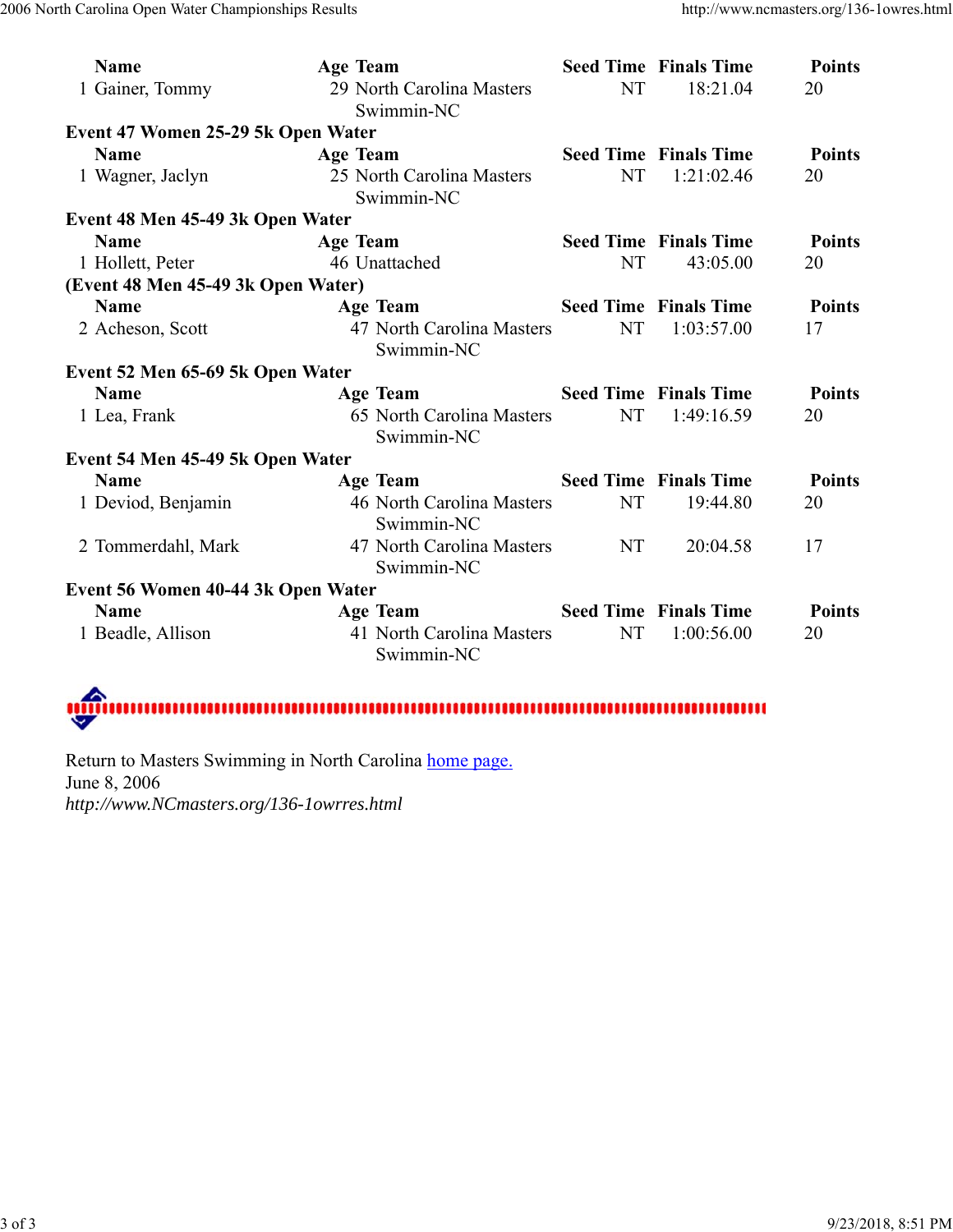| Name | Age | Team | Seed Time | Finals Time | Points |
| --- | --- | --- | --- | --- | --- |
| 1 Gainer, Tommy | 29 | North Carolina Masters Swimmin-NC | NT | 18:21.04 | 20 |

**Event 47 Women 25-29 5k Open Water**

| Name | Age | Team | Seed Time | Finals Time | Points |
| --- | --- | --- | --- | --- | --- |
| 1 Wagner, Jaclyn | 25 | North Carolina Masters Swimmin-NC | NT | 1:21:02.46 | 20 |

**Event 48 Men 45-49 3k Open Water**

| Name | Age | Team | Seed Time | Finals Time | Points |
| --- | --- | --- | --- | --- | --- |
| 1 Hollett, Peter | 46 | Unattached | NT | 43:05.00 | 20 |

**(Event 48 Men 45-49 3k Open Water)**

| Name | Age | Team | Seed Time | Finals Time | Points |
| --- | --- | --- | --- | --- | --- |
| 2 Acheson, Scott | 47 | North Carolina Masters Swimmin-NC | NT | 1:03:57.00 | 17 |

**Event 52 Men 65-69 5k Open Water**

| Name | Age | Team | Seed Time | Finals Time | Points |
| --- | --- | --- | --- | --- | --- |
| 1 Lea, Frank | 65 | North Carolina Masters Swimmin-NC | NT | 1:49:16.59 | 20 |

**Event 54 Men 45-49 5k Open Water**

| Name | Age | Team | Seed Time | Finals Time | Points |
| --- | --- | --- | --- | --- | --- |
| 1 Deviod, Benjamin | 46 | North Carolina Masters Swimmin-NC | NT | 19:44.80 | 20 |
| 2 Tommerdahl, Mark | 47 | North Carolina Masters Swimmin-NC | NT | 20:04.58 | 17 |

**Event 56 Women 40-44 3k Open Water**

| Name | Age | Team | Seed Time | Finals Time | Points |
| --- | --- | --- | --- | --- | --- |
| 1 Beadle, Allison | 41 | North Carolina Masters Swimmin-NC | NT | 1:00:56.00 | 20 |

Return to Masters Swimming in North Carolina home page.
June 8, 2006
*http://www.NCmasters.org/136-1owrres.html*